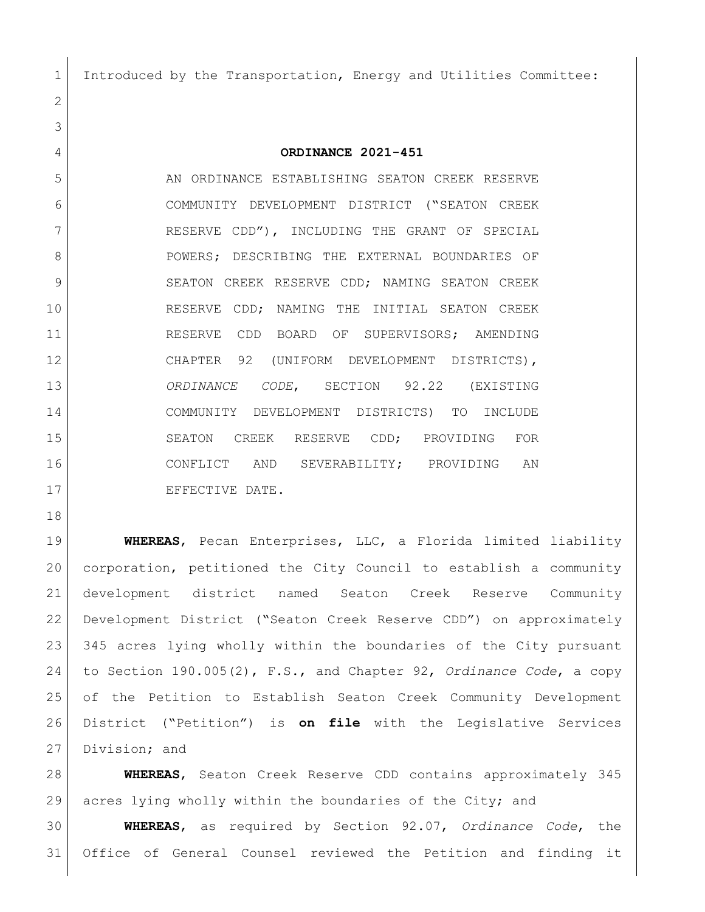Introduced by the Transportation, Energy and Utilities Committee:

# ORDINANCE 2021-451

AN ORDINANCE ESTABLISHING SEATON CREEK RESERVE COMMUNITY DEVELOPMENT DISTRICT ("SEATON CREEK RESERVE CDD"), INCLUDING THE GRANT OF SPECIAL POWERS; DESCRIBING THE EXTERNAL BOUNDARIES OF SEATON CREEK RESERVE CDD; NAMING SEATON CREEK RESERVE CDD; NAMING THE INITIAL SEATON CREEK RESERVE CDD BOARD OF SUPERVISORS; AMENDING CHAPTER 92 (UNIFORM DEVELOPMENT DISTRICTS), *ORDINANCE CODE*, SECTION 92.22 (EXISTING COMMUNITY DEVELOPMENT DISTRICTS) TO INCLUDE SEATON CREEK RESERVE CDD; PROVIDING FOR CONFLICT AND SEVERABILITY; PROVIDING AN EFFECTIVE DATE.

**WHEREAS**, Pecan Enterprises, LLC, a Florida limited liability corporation, petitioned the City Council to establish a community development district named Seaton Creek Reserve Community Development District ("Seaton Creek Reserve CDD") on approximately 345 acres lying wholly within the boundaries of the City pursuant to Section 190.005(2), F.S., and Chapter 92, *Ordinance Code*, a copy of the Petition to Establish Seaton Creek Community Development District ("Petition") is **on file** with the Legislative Services Division; and

**WHEREAS**, Seaton Creek Reserve CDD contains approximately 345 acres lying wholly within the boundaries of the City; and

**WHEREAS**, as required by Section 92.07, *Ordinance Code*, the Office of General Counsel reviewed the Petition and finding it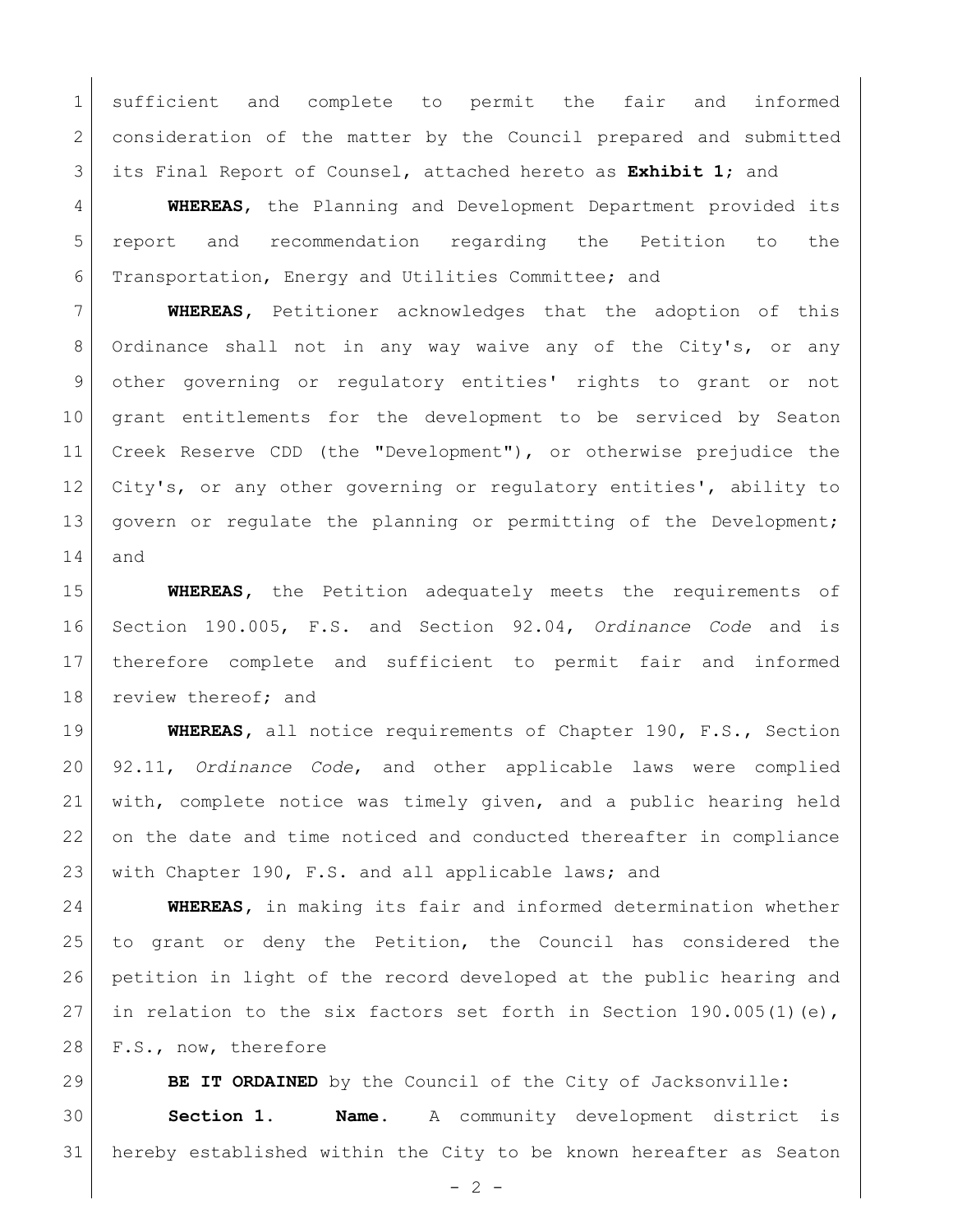sufficient and complete to permit the fair and informed consideration of the matter by the Council prepared and submitted its Final Report of Counsel, attached hereto as **Exhibit 1**; and

**WHEREAS**, the Planning and Development Department provided its report and recommendation regarding the Petition to the Transportation, Energy and Utilities Committee; and

**WHEREAS**, Petitioner acknowledges that the adoption of this Ordinance shall not in any way waive any of the City's, or any other governing or regulatory entities' rights to grant or not grant entitlements for the development to be serviced by Seaton Creek Reserve CDD (the "Development"), or otherwise prejudice the City's, or any other governing or regulatory entities', ability to govern or regulate the planning or permitting of the Development; and

**WHEREAS**, the Petition adequately meets the requirements of Section 190.005, F.S. and Section 92.04, *Ordinance Code* and is therefore complete and sufficient to permit fair and informed review thereof; and

**WHEREAS**, all notice requirements of Chapter 190, F.S., Section 92.11, *Ordinance Code*, and other applicable laws were complied with, complete notice was timely given, and a public hearing held on the date and time noticed and conducted thereafter in compliance with Chapter 190, F.S. and all applicable laws; and

**WHEREAS**, in making its fair and informed determination whether to grant or deny the Petition, the Council has considered the petition in light of the record developed at the public hearing and in relation to the six factors set forth in Section 190.005(1)(e), F.S., now, therefore

**BE IT ORDAINED** by the Council of the City of Jacksonville:

**Section 1. Name.** A community development district is hereby established within the City to be known hereafter as Seaton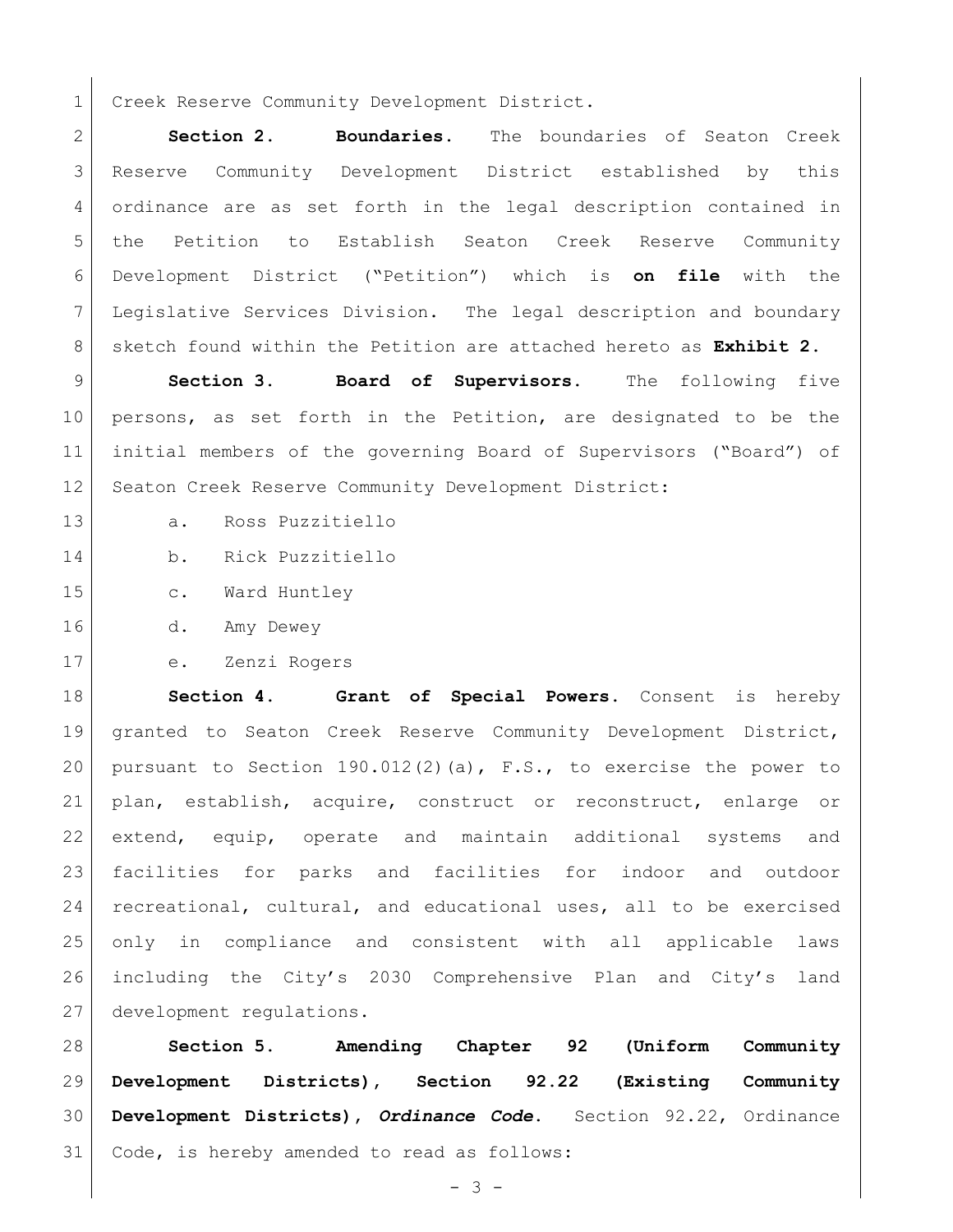Creek Reserve Community Development District.

**Section 2. Boundaries.** The boundaries of Seaton Creek Reserve Community Development District established by this ordinance are as set forth in the legal description contained in the Petition to Establish Seaton Creek Reserve Community Development District ("Petition") which is **on file** with the Legislative Services Division. The legal description and boundary sketch found within the Petition are attached hereto as **Exhibit 2.**

**Section 3. Board of Supervisors.** The following five persons, as set forth in the Petition, are designated to be the initial members of the governing Board of Supervisors ("Board") of Seaton Creek Reserve Community Development District:

a. Ross Puzzitiello

b. Rick Puzzitiello

c. Ward Huntley

d. Amy Dewey

e. Zenzi Rogers

**Section 4. Grant of Special Powers.** Consent is hereby granted to Seaton Creek Reserve Community Development District, pursuant to Section 190.012(2)(a), F.S., to exercise the power to plan, establish, acquire, construct or reconstruct, enlarge or extend, equip, operate and maintain additional systems and facilities for parks and facilities for indoor and outdoor recreational, cultural, and educational uses, all to be exercised only in compliance and consistent with all applicable laws including the City's 2030 Comprehensive Plan and City's land development regulations.

**Section 5. Amending Chapter 92 (Uniform Community Development Districts), Section 92.22 (Existing Community Development Districts), *Ordinance Code*.** Section 92.22, Ordinance Code, is hereby amended to read as follows: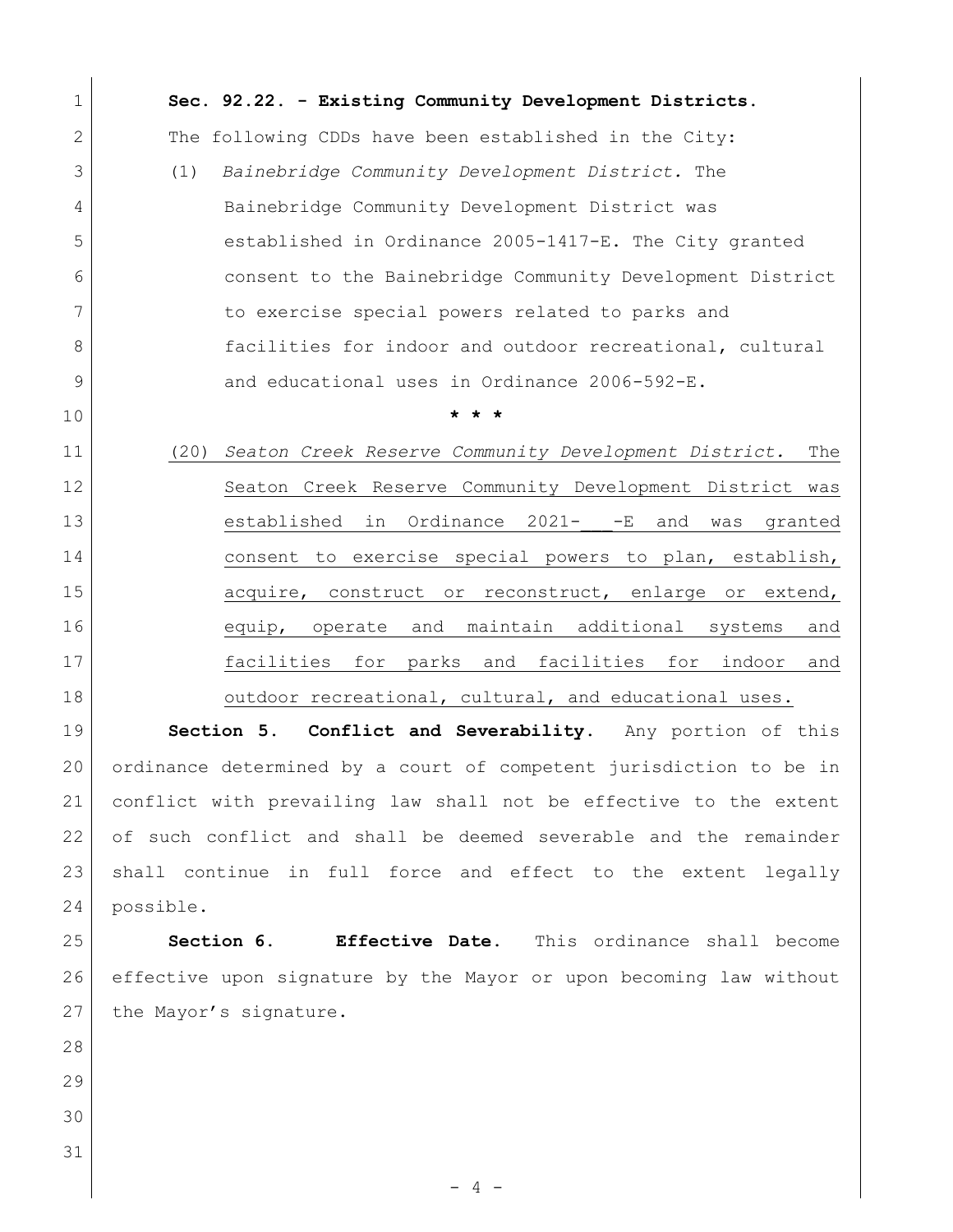**Sec. 92.22. - Existing Community Development Districts.**

The following CDDs have been established in the City:

(1) *Bainebridge Community Development District.* The Bainebridge Community Development District was established in Ordinance 2005-1417-E. The City granted consent to the Bainebridge Community Development District to exercise special powers related to parks and facilities for indoor and outdoor recreational, cultural and educational uses in Ordinance 2006-592-E.

\* \* \*

(20) *Seaton Creek Reserve Community Development District.* The Seaton Creek Reserve Community Development District was established in Ordinance 2021-\_\_\_-E and was granted consent to exercise special powers to plan, establish, acquire, construct or reconstruct, enlarge or extend, equip, operate and maintain additional systems and facilities for parks and facilities for indoor and outdoor recreational, cultural, and educational uses.

**Section 5. Conflict and Severability.** Any portion of this ordinance determined by a court of competent jurisdiction to be in conflict with prevailing law shall not be effective to the extent of such conflict and shall be deemed severable and the remainder shall continue in full force and effect to the extent legally possible.

**Section 6. Effective Date.** This ordinance shall become effective upon signature by the Mayor or upon becoming law without the Mayor's signature.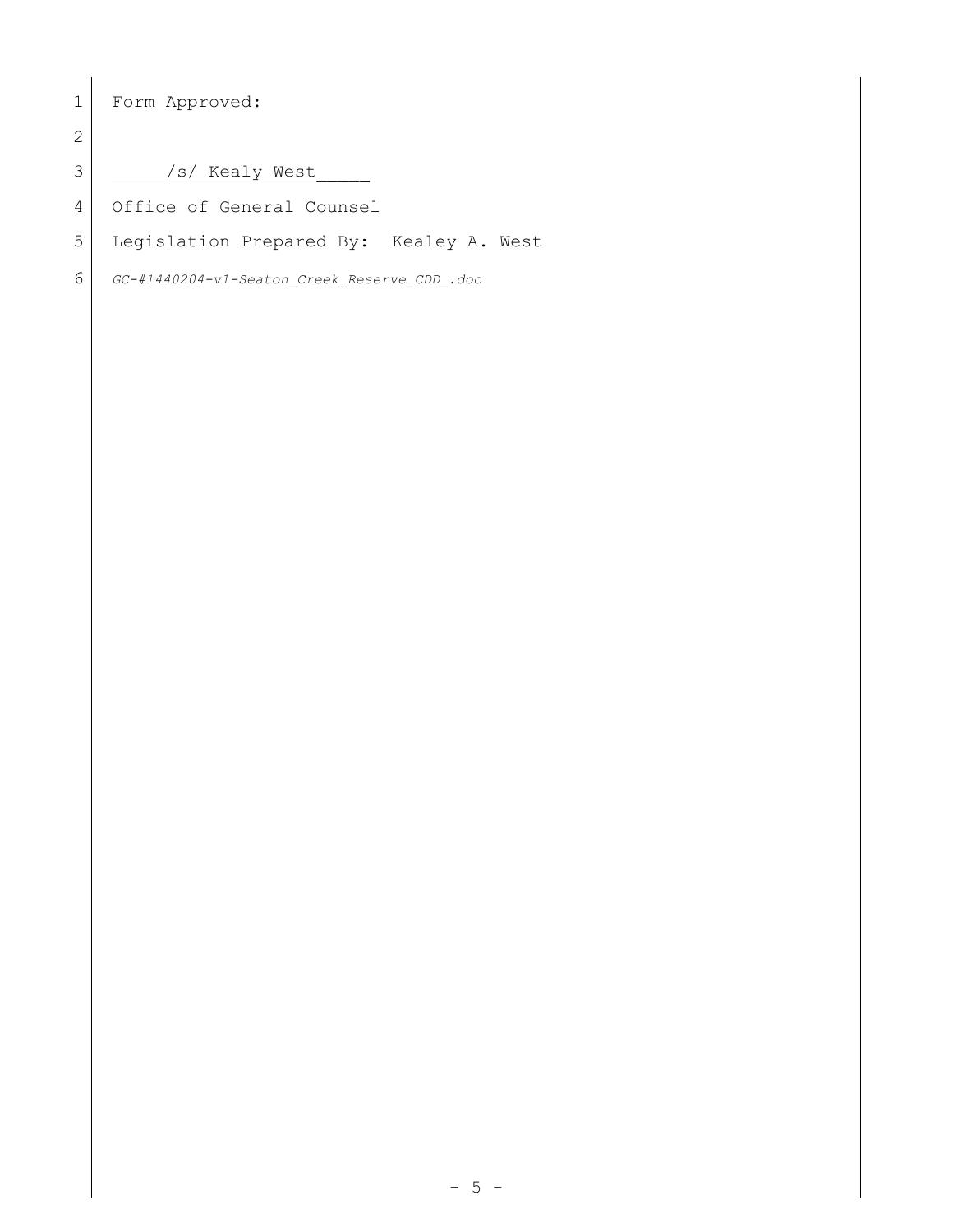Form Approved:

/s/ Kealy West

Office of General Counsel

Legislation Prepared By: Kealey A. West

*GC-#1440204-v1-Seaton_Creek_Reserve_CDD_.doc*